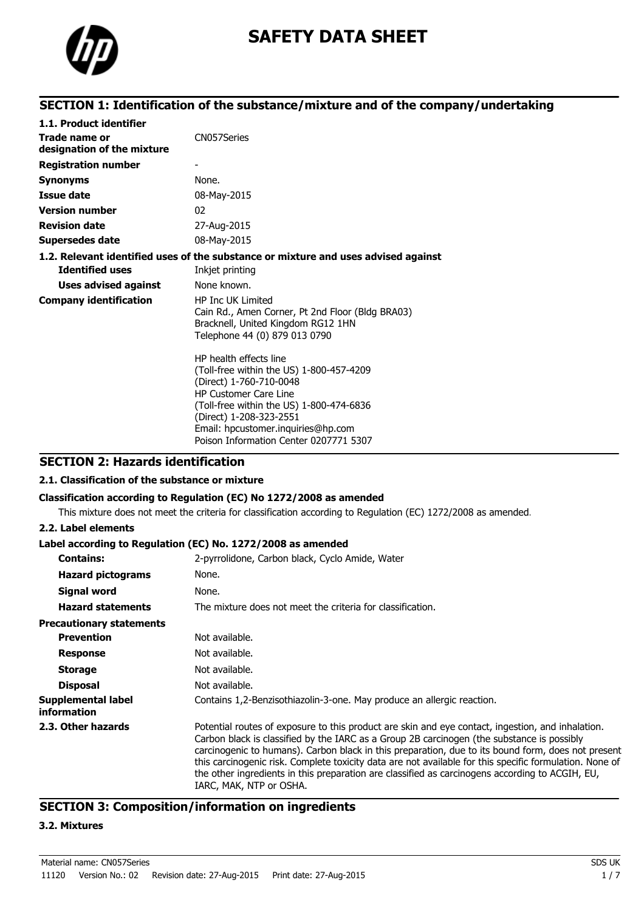# SAFETY DATA SHEET

## SECTION 1: Identification of the substance/mixture and of the company/undertaking

**1.1. Product identifier**

| | |
|---|---|
| **Trade name or designation of the mixture** | CN057Series |
| **Registration number** | - |
| **Synonyms** | None. |
| **Issue date** | 08-May-2015 |
| **Version number** | 02 |
| **Revision date** | 27-Aug-2015 |
| **Supersedes date** | 08-May-2015 |

**1.2. Relevant identified uses of the substance or mixture and uses advised against**

| | |
|---|---|
| **Identified uses** | Inkjet printing |
| **Uses advised against** | None known. |
| **Company identification** | HP Inc UK Limited<br>Cain Rd., Amen Corner, Pt 2nd Floor (Bldg BRA03)<br>Bracknell, United Kingdom RG12 1HN<br>Telephone 44 (0) 879 013 0790<br><br>HP health effects line<br>(Toll-free within the US) 1-800-457-4209<br>(Direct) 1-760-710-0048<br>HP Customer Care Line<br>(Toll-free within the US) 1-800-474-6836<br>(Direct) 1-208-323-2551<br>Email: hpcustomer.inquiries@hp.com<br>Poison Information Center 0207771 5307 |

## SECTION 2: Hazards identification

**2.1. Classification of the substance or mixture**

**Classification according to Regulation (EC) No 1272/2008 as amended**

This mixture does not meet the criteria for classification according to Regulation (EC) 1272/2008 as amended.

**2.2. Label elements**

**Label according to Regulation (EC) No. 1272/2008 as amended**

| | |
|---|---|
| **Contains:** | 2-pyrrolidone, Carbon black, Cyclo Amide, Water |
| **Hazard pictograms** | None. |
| **Signal word** | None. |
| **Hazard statements** | The mixture does not meet the criteria for classification. |
| **Precautionary statements** | |
| **Prevention** | Not available. |
| **Response** | Not available. |
| **Storage** | Not available. |
| **Disposal** | Not available. |
| **Supplemental label information** | Contains 1,2-Benzisothiazolin-3-one. May produce an allergic reaction. |
| **2.3. Other hazards** | Potential routes of exposure to this product are skin and eye contact, ingestion, and inhalation. Carbon black is classified by the IARC as a Group 2B carcinogen (the substance is possibly carcinogenic to humans). Carbon black in this preparation, due to its bound form, does not present this carcinogenic risk. Complete toxicity data are not available for this specific formulation. None of the other ingredients in this preparation are classified as carcinogens according to ACGIH, EU, IARC, MAK, NTP or OSHA. |

## SECTION 3: Composition/information on ingredients

**3.2. Mixtures**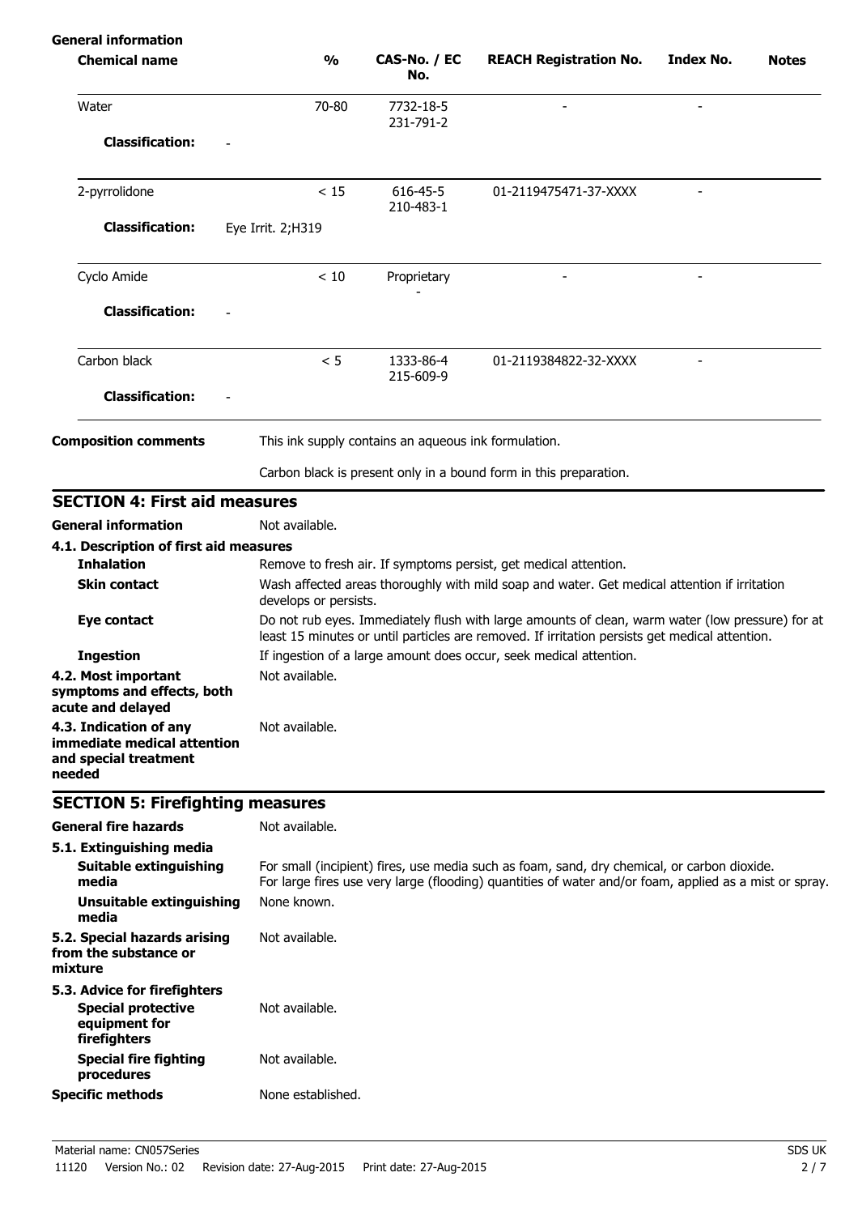**General information**

| Chemical name | % | CAS-No. / EC No. | REACH Registration No. | Index No. | Notes |
|---|---|---|---|---|---|
| Water | 70-80 | 7732-18-5<br>231-791-2 | - | - | |
| **Classification:** - | | | | | |
| 2-pyrrolidone | < 15 | 616-45-5<br>210-483-1 | 01-2119475471-37-XXXX | - | |
| **Classification:** Eye Irrit. 2;H319 | | | | | |
| Cyclo Amide | < 10 | Proprietary<br>- | - | - | |
| **Classification:** - | | | | | |
| Carbon black | < 5 | 1333-86-4<br>215-609-9 | 01-2119384822-32-XXXX | - | |
| **Classification:** - | | | | | |

**Composition comments** This ink supply contains an aqueous ink formulation.

Carbon black is present only in a bound form in this preparation.

## SECTION 4: First aid measures

**General information** Not available.

**4.1. Description of first aid measures**

**Inhalation** Remove to fresh air. If symptoms persist, get medical attention.

**Skin contact** Wash affected areas thoroughly with mild soap and water. Get medical attention if irritation develops or persists.

**Eye contact** Do not rub eyes. Immediately flush with large amounts of clean, warm water (low pressure) for at least 15 minutes or until particles are removed. If irritation persists get medical attention.

**Ingestion** If ingestion of a large amount does occur, seek medical attention.

**4.2. Most important symptoms and effects, both acute and delayed** Not available.

**4.3. Indication of any immediate medical attention and special treatment needed** Not available.

## SECTION 5: Firefighting measures

**General fire hazards** Not available.

**5.1. Extinguishing media**

**Suitable extinguishing media** For small (incipient) fires, use media such as foam, sand, dry chemical, or carbon dioxide. For large fires use very large (flooding) quantities of water and/or foam, applied as a mist or spray.

**Unsuitable extinguishing media** None known.

**5.2. Special hazards arising from the substance or mixture** Not available.

**5.3. Advice for firefighters**

**Special protective equipment for firefighters** Not available.

**Special fire fighting procedures** Not available.

**Specific methods** None established.

Material name: CN057Series SDS UK

11120 Version No.: 02 Revision date: 27-Aug-2015 Print date: 27-Aug-2015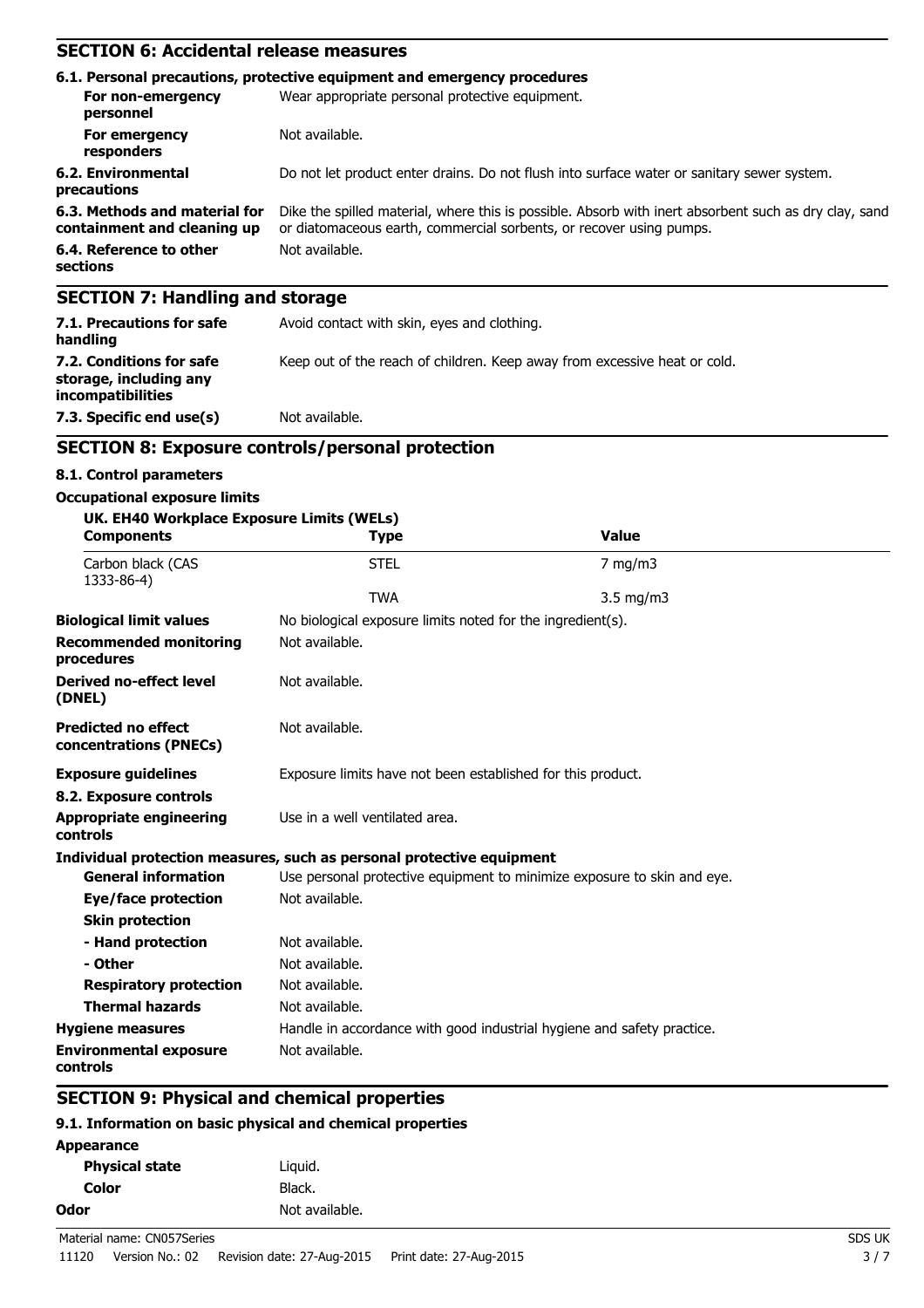## SECTION 6: Accidental release measures

### 6.1. Personal precautions, protective equipment and emergency procedures

| | |
|---|---|
| **For non-emergency personnel** | Wear appropriate personal protective equipment. |
| **For emergency responders** | Not available. |
| **6.2. Environmental precautions** | Do not let product enter drains. Do not flush into surface water or sanitary sewer system. |
| **6.3. Methods and material for containment and cleaning up** | Dike the spilled material, where this is possible. Absorb with inert absorbent such as dry clay, sand or diatomaceous earth, commercial sorbents, or recover using pumps. |
| **6.4. Reference to other sections** | Not available. |

## SECTION 7: Handling and storage

| | |
|---|---|
| **7.1. Precautions for safe handling** | Avoid contact with skin, eyes and clothing. |
| **7.2. Conditions for safe storage, including any incompatibilities** | Keep out of the reach of children. Keep away from excessive heat or cold. |
| **7.3. Specific end use(s)** | Not available. |

## SECTION 8: Exposure controls/personal protection

### 8.1. Control parameters

**Occupational exposure limits**

**UK. EH40 Workplace Exposure Limits (WELs)**

| Components | Type | Value |
|---|---|---|
| Carbon black (CAS 1333-86-4) | STEL | 7 mg/m3 |
| | TWA | 3.5 mg/m3 |

| | |
|---|---|
| **Biological limit values** | No biological exposure limits noted for the ingredient(s). |
| **Recommended monitoring procedures** | Not available. |
| **Derived no-effect level (DNEL)** | Not available. |
| **Predicted no effect concentrations (PNECs)** | Not available. |
| **Exposure guidelines** | Exposure limits have not been established for this product. |

### 8.2. Exposure controls

| | |
|---|---|
| **Appropriate engineering controls** | Use in a well ventilated area. |

**Individual protection measures, such as personal protective equipment**

| | |
|---|---|
| **General information** | Use personal protective equipment to minimize exposure to skin and eye. |
| **Eye/face protection** | Not available. |
| **Skin protection** | |
| **- Hand protection** | Not available. |
| **- Other** | Not available. |
| **Respiratory protection** | Not available. |
| **Thermal hazards** | Not available. |
| **Hygiene measures** | Handle in accordance with good industrial hygiene and safety practice. |
| **Environmental exposure controls** | Not available. |

## SECTION 9: Physical and chemical properties

### 9.1. Information on basic physical and chemical properties

**Appearance**

| | |
|---|---|
| **Physical state** | Liquid. |
| **Color** | Black. |
| **Odor** | Not available. |

Material name: CN057Series SDS UK

11120 Version No.: 02 Revision date: 27-Aug-2015 Print date: 27-Aug-2015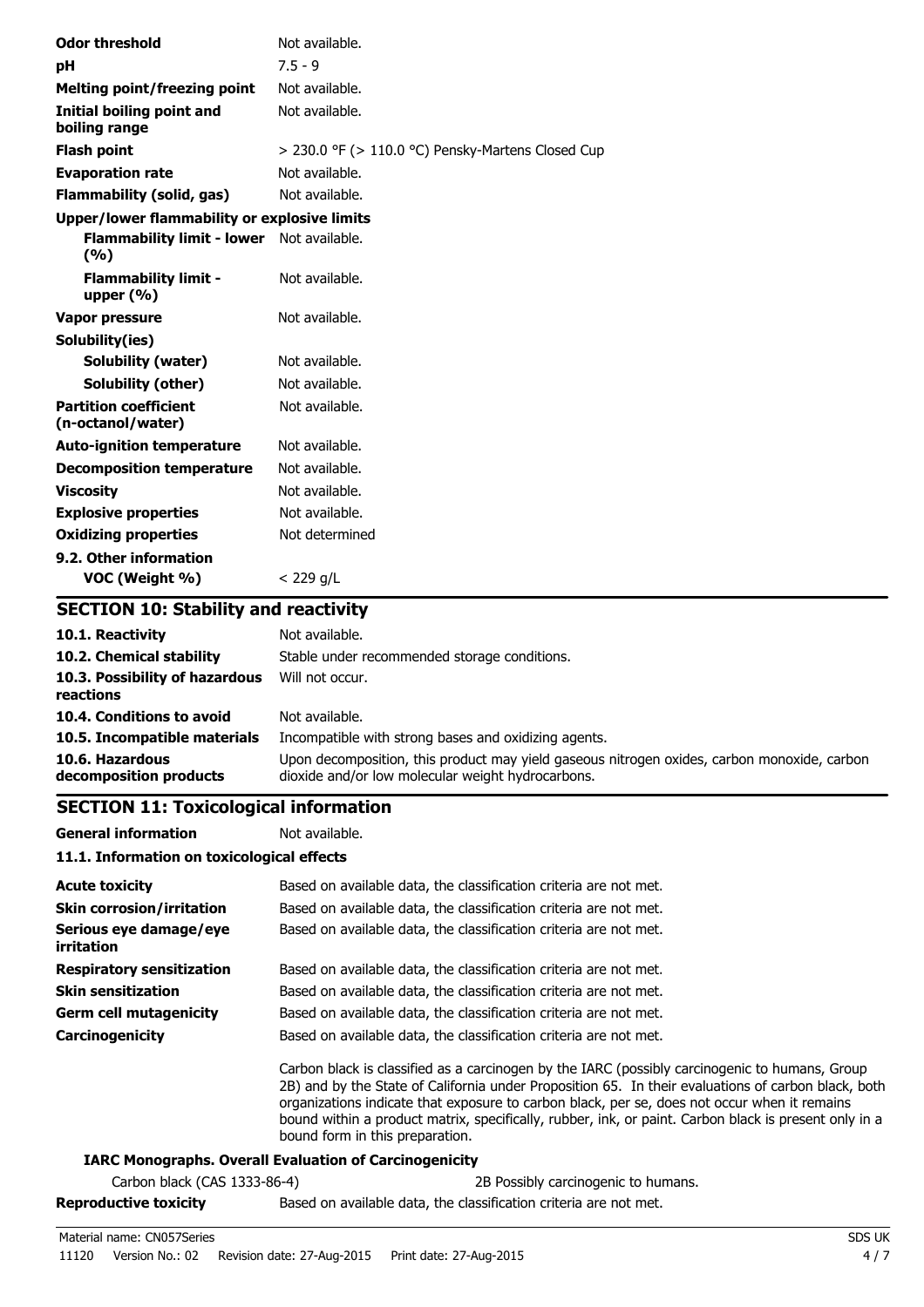| | |
|---|---|
| **Odor threshold** | Not available. |
| **pH** | 7.5 - 9 |
| **Melting point/freezing point** | Not available. |
| **Initial boiling point and boiling range** | Not available. |
| **Flash point** | > 230.0 °F (> 110.0 °C) Pensky-Martens Closed Cup |
| **Evaporation rate** | Not available. |
| **Flammability (solid, gas)** | Not available. |
| **Upper/lower flammability or explosive limits** | |
| **Flammability limit - lower (%)** | Not available. |
| **Flammability limit - upper (%)** | Not available. |
| **Vapor pressure** | Not available. |
| **Solubility(ies)** | |
| **Solubility (water)** | Not available. |
| **Solubility (other)** | Not available. |
| **Partition coefficient (n-octanol/water)** | Not available. |
| **Auto-ignition temperature** | Not available. |
| **Decomposition temperature** | Not available. |
| **Viscosity** | Not available. |
| **Explosive properties** | Not available. |
| **Oxidizing properties** | Not determined |
| **9.2. Other information** | |
| **VOC (Weight %)** | < 229 g/L |

## SECTION 10: Stability and reactivity

| | |
|---|---|
| **10.1. Reactivity** | Not available. |
| **10.2. Chemical stability** | Stable under recommended storage conditions. |
| **10.3. Possibility of hazardous reactions** | Will not occur. |
| **10.4. Conditions to avoid** | Not available. |
| **10.5. Incompatible materials** | Incompatible with strong bases and oxidizing agents. |
| **10.6. Hazardous decomposition products** | Upon decomposition, this product may yield gaseous nitrogen oxides, carbon monoxide, carbon dioxide and/or low molecular weight hydrocarbons. |

## SECTION 11: Toxicological information

**General information** Not available.

### 11.1. Information on toxicological effects

| | |
|---|---|
| **Acute toxicity** | Based on available data, the classification criteria are not met. |
| **Skin corrosion/irritation** | Based on available data, the classification criteria are not met. |
| **Serious eye damage/eye irritation** | Based on available data, the classification criteria are not met. |
| **Respiratory sensitization** | Based on available data, the classification criteria are not met. |
| **Skin sensitization** | Based on available data, the classification criteria are not met. |
| **Germ cell mutagenicity** | Based on available data, the classification criteria are not met. |
| **Carcinogenicity** | Based on available data, the classification criteria are not met. |

Carbon black is classified as a carcinogen by the IARC (possibly carcinogenic to humans, Group 2B) and by the State of California under Proposition 65. In their evaluations of carbon black, both organizations indicate that exposure to carbon black, per se, does not occur when it remains bound within a product matrix, specifically, rubber, ink, or paint. Carbon black is present only in a bound form in this preparation.

**IARC Monographs. Overall Evaluation of Carcinogenicity**

| | |
|---|---|
| Carbon black (CAS 1333-86-4) | 2B Possibly carcinogenic to humans. |
| **Reproductive toxicity** | Based on available data, the classification criteria are not met. |

Material name: CN057Series

11120 Version No.: 02 Revision date: 27-Aug-2015 Print date: 27-Aug-2015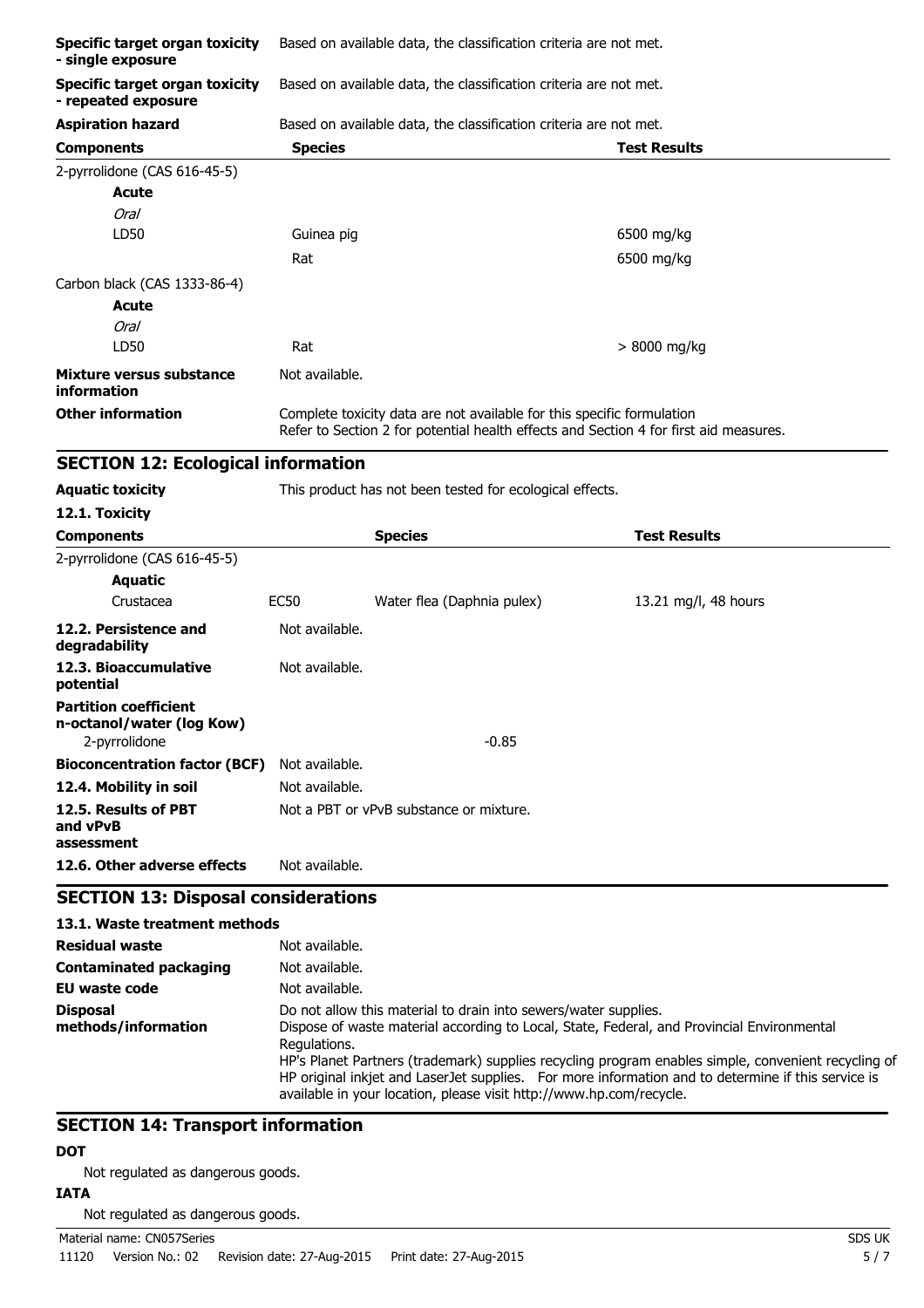| | |
|---|---|
| **Specific target organ toxicity - single exposure** | Based on available data, the classification criteria are not met. |
| **Specific target organ toxicity - repeated exposure** | Based on available data, the classification criteria are not met. |
| **Aspiration hazard** | Based on available data, the classification criteria are not met. |

| Components | Species | Test Results |
|---|---|---|
| 2-pyrrolidone (CAS 616-45-5) | | |
| **Acute** | | |
| *Oral* | | |
| LD50 | Guinea pig | 6500 mg/kg |
| | Rat | 6500 mg/kg |
| Carbon black (CAS 1333-86-4) | | |
| **Acute** | | |
| *Oral* | | |
| LD50 | Rat | > 8000 mg/kg |

| | |
|---|---|
| **Mixture versus substance information** | Not available. |
| **Other information** | Complete toxicity data are not available for this specific formulation<br>Refer to Section 2 for potential health effects and Section 4 for first aid measures. |

## SECTION 12: Ecological information

**Aquatic toxicity** This product has not been tested for ecological effects.

**12.1. Toxicity**

| Components | | Species | Test Results |
|---|---|---|---|
| 2-pyrrolidone (CAS 616-45-5) | | | |
| **Aquatic** | | | |
| Crustacea | EC50 | Water flea (Daphnia pulex) | 13.21 mg/l, 48 hours |

| | |
|---|---|
| **12.2. Persistence and degradability** | Not available. |
| **12.3. Bioaccumulative potential** | Not available. |
| **Partition coefficient n-octanol/water (log Kow)** | |
| 2-pyrrolidone | -0.85 |
| **Bioconcentration factor (BCF)** | Not available. |
| **12.4. Mobility in soil** | Not available. |
| **12.5. Results of PBT and vPvB assessment** | Not a PBT or vPvB substance or mixture. |
| **12.6. Other adverse effects** | Not available. |

## SECTION 13: Disposal considerations

**13.1. Waste treatment methods**

| | |
|---|---|
| **Residual waste** | Not available. |
| **Contaminated packaging** | Not available. |
| **EU waste code** | Not available. |
| **Disposal methods/information** | Do not allow this material to drain into sewers/water supplies.<br>Dispose of waste material according to Local, State, Federal, and Provincial Environmental Regulations.<br>HP's Planet Partners (trademark) supplies recycling program enables simple, convenient recycling of HP original inkjet and LaserJet supplies. For more information and to determine if this service is available in your location, please visit http://www.hp.com/recycle. |

## SECTION 14: Transport information

**DOT**

Not regulated as dangerous goods.

**IATA**

Not regulated as dangerous goods.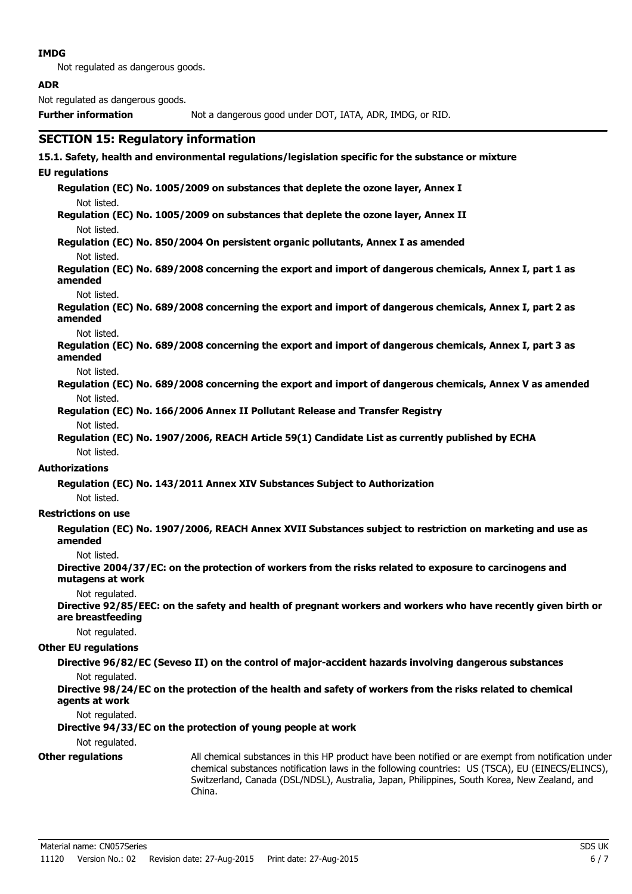**IMDG**

Not regulated as dangerous goods.

**ADR**

Not regulated as dangerous goods.

**Further information** Not a dangerous good under DOT, IATA, ADR, IMDG, or RID.

## SECTION 15: Regulatory information

**15.1. Safety, health and environmental regulations/legislation specific for the substance or mixture**

**EU regulations**

**Regulation (EC) No. 1005/2009 on substances that deplete the ozone layer, Annex I**

Not listed.

**Regulation (EC) No. 1005/2009 on substances that deplete the ozone layer, Annex II**

Not listed.

**Regulation (EC) No. 850/2004 On persistent organic pollutants, Annex I as amended**

Not listed.

**Regulation (EC) No. 689/2008 concerning the export and import of dangerous chemicals, Annex I, part 1 as amended**

Not listed.

**Regulation (EC) No. 689/2008 concerning the export and import of dangerous chemicals, Annex I, part 2 as amended**

Not listed.

**Regulation (EC) No. 689/2008 concerning the export and import of dangerous chemicals, Annex I, part 3 as amended**

Not listed.

**Regulation (EC) No. 689/2008 concerning the export and import of dangerous chemicals, Annex V as amended**

Not listed.

**Regulation (EC) No. 166/2006 Annex II Pollutant Release and Transfer Registry**

Not listed.

**Regulation (EC) No. 1907/2006, REACH Article 59(1) Candidate List as currently published by ECHA**

Not listed.

**Authorizations**

**Regulation (EC) No. 143/2011 Annex XIV Substances Subject to Authorization**

Not listed.

**Restrictions on use**

**Regulation (EC) No. 1907/2006, REACH Annex XVII Substances subject to restriction on marketing and use as amended**

Not listed.

**Directive 2004/37/EC: on the protection of workers from the risks related to exposure to carcinogens and mutagens at work**

Not regulated.

**Directive 92/85/EEC: on the safety and health of pregnant workers and workers who have recently given birth or are breastfeeding**

Not regulated.

**Other EU regulations**

**Directive 96/82/EC (Seveso II) on the control of major-accident hazards involving dangerous substances**

Not regulated.

**Directive 98/24/EC on the protection of the health and safety of workers from the risks related to chemical agents at work**

Not regulated.

**Directive 94/33/EC on the protection of young people at work**

Not regulated.

**Other regulations** All chemical substances in this HP product have been notified or are exempt from notification under chemical substances notification laws in the following countries: US (TSCA), EU (EINECS/ELINCS), Switzerland, Canada (DSL/NDSL), Australia, Japan, Philippines, South Korea, New Zealand, and China.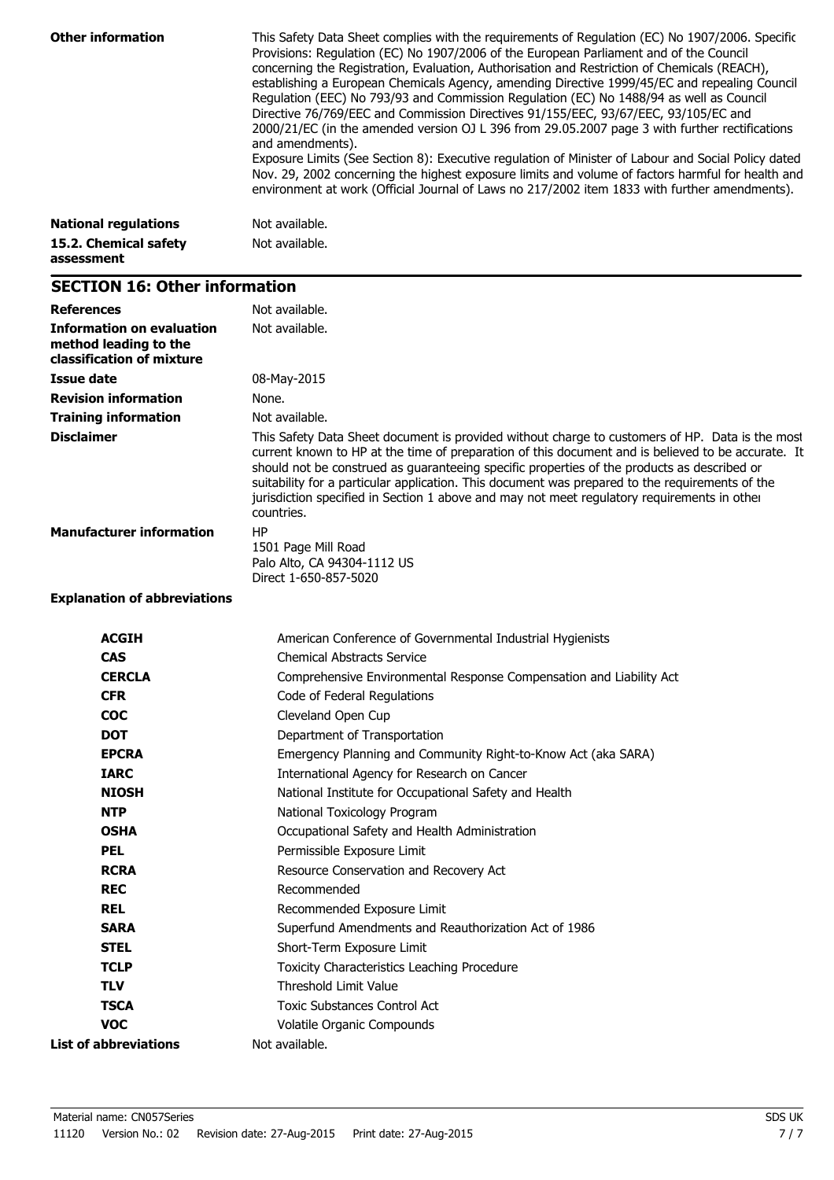| | |
|---|---|
| **Other information** | This Safety Data Sheet complies with the requirements of Regulation (EC) No 1907/2006. Specific Provisions: Regulation (EC) No 1907/2006 of the European Parliament and of the Council concerning the Registration, Evaluation, Authorisation and Restriction of Chemicals (REACH), establishing a European Chemicals Agency, amending Directive 1999/45/EC and repealing Council Regulation (EEC) No 793/93 and Commission Regulation (EC) No 1488/94 as well as Council Directive 76/769/EEC and Commission Directives 91/155/EEC, 93/67/EEC, 93/105/EC and 2000/21/EC (in the amended version OJ L 396 from 29.05.2007 page 3 with further rectifications and amendments).<br>Exposure Limits (See Section 8): Executive regulation of Minister of Labour and Social Policy dated Nov. 29, 2002 concerning the highest exposure limits and volume of factors harmful for health and environment at work (Official Journal of Laws no 217/2002 item 1833 with further amendments). |
| **National regulations** | Not available. |
| **15.2. Chemical safety assessment** | Not available. |

## SECTION 16: Other information

| | |
|---|---|
| **References** | Not available. |
| **Information on evaluation method leading to the classification of mixture** | Not available. |
| **Issue date** | 08-May-2015 |
| **Revision information** | None. |
| **Training information** | Not available. |
| **Disclaimer** | This Safety Data Sheet document is provided without charge to customers of HP. Data is the most current known to HP at the time of preparation of this document and is believed to be accurate. It should not be construed as guaranteeing specific properties of the products as described or suitability for a particular application. This document was prepared to the requirements of the jurisdiction specified in Section 1 above and may not meet regulatory requirements in other countries. |
| **Manufacturer information** | HP<br>1501 Page Mill Road<br>Palo Alto, CA 94304-1112 US<br>Direct 1-650-857-5020 |

**Explanation of abbreviations**

| | |
|---|---|
| **ACGIH** | American Conference of Governmental Industrial Hygienists |
| **CAS** | Chemical Abstracts Service |
| **CERCLA** | Comprehensive Environmental Response Compensation and Liability Act |
| **CFR** | Code of Federal Regulations |
| **COC** | Cleveland Open Cup |
| **DOT** | Department of Transportation |
| **EPCRA** | Emergency Planning and Community Right-to-Know Act (aka SARA) |
| **IARC** | International Agency for Research on Cancer |
| **NIOSH** | National Institute for Occupational Safety and Health |
| **NTP** | National Toxicology Program |
| **OSHA** | Occupational Safety and Health Administration |
| **PEL** | Permissible Exposure Limit |
| **RCRA** | Resource Conservation and Recovery Act |
| **REC** | Recommended |
| **REL** | Recommended Exposure Limit |
| **SARA** | Superfund Amendments and Reauthorization Act of 1986 |
| **STEL** | Short-Term Exposure Limit |
| **TCLP** | Toxicity Characteristics Leaching Procedure |
| **TLV** | Threshold Limit Value |
| **TSCA** | Toxic Substances Control Act |
| **VOC** | Volatile Organic Compounds |

**List of abbreviations** Not available.